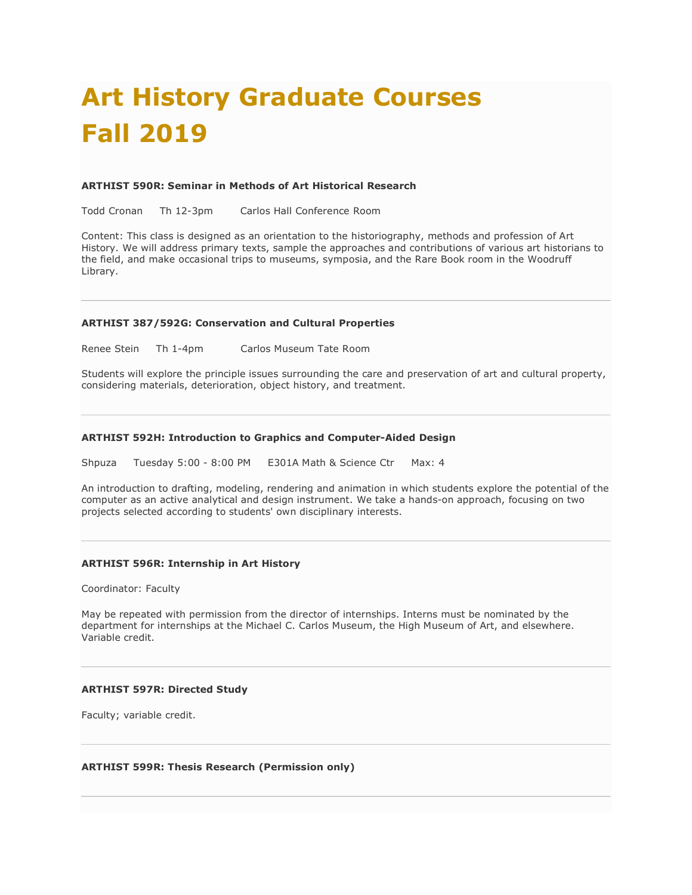# Art History Graduate Courses Fall 2019

**ARTHIST 590R: Seminar in Methods of Art Historical Research**

Todd Cronan Th 12-3pm Carlos Hall Conference Room

Content: This class is designed as an orientation to the historiography, methods and profession of Art History. We will address primary texts, sample the approaches and contributions of various art historians to the field, and make occasional trips to museums, symposia, and the Rare Book room in the Woodruff Library.

---

**ARTHIST 387/592G: Conservation and Cultural Properties**

Renee Stein Th 1-4pm Carlos Museum Tate Room

Students will explore the principle issues surrounding the care and preservation of art and cultural property, considering materials, deterioration, object history, and treatment.

---

**ARTHIST 592H: Introduction to Graphics and Computer-Aided Design**

Shpuza Tuesday 5:00 - 8:00 PM E301A Math & Science Ctr Max: 4

An introduction to drafting, modeling, rendering and animation in which students explore the potential of the computer as an active analytical and design instrument. We take a hands-on approach, focusing on two projects selected according to students' own disciplinary interests.

---

**ARTHIST 596R: Internship in Art History**

Coordinator: Faculty

May be repeated with permission from the director of internships. Interns must be nominated by the department for internships at the Michael C. Carlos Museum, the High Museum of Art, and elsewhere. Variable credit.

---

**ARTHIST 597R: Directed Study**

Faculty; variable credit.

---

**ARTHIST 599R: Thesis Research (Permission only)**

---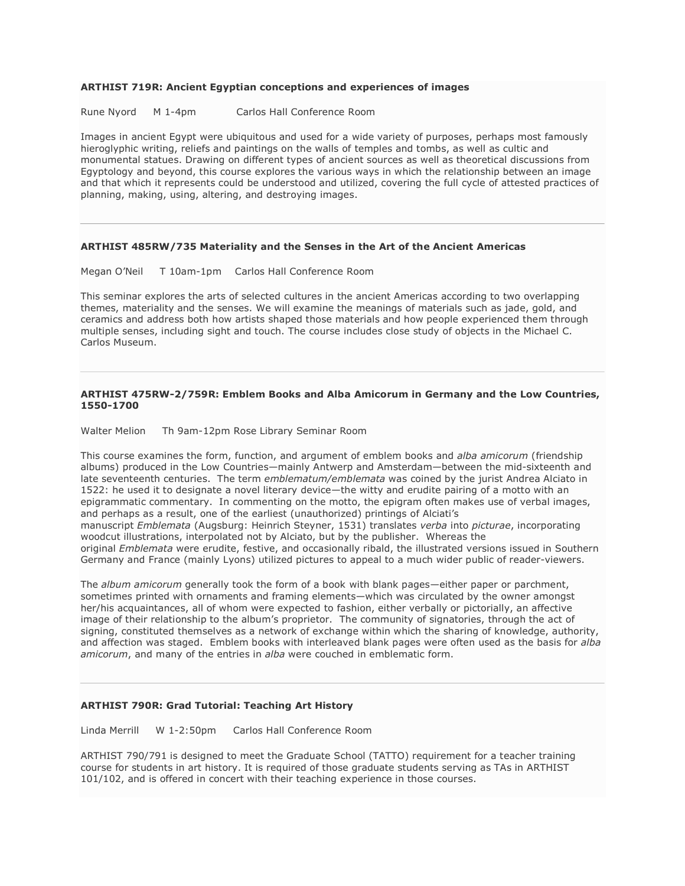**ARTHIST 719R: Ancient Egyptian conceptions and experiences of images**

Rune Nyord M 1-4pm Carlos Hall Conference Room

Images in ancient Egypt were ubiquitous and used for a wide variety of purposes, perhaps most famously hieroglyphic writing, reliefs and paintings on the walls of temples and tombs, as well as cultic and monumental statues. Drawing on different types of ancient sources as well as theoretical discussions from Egyptology and beyond, this course explores the various ways in which the relationship between an image and that which it represents could be understood and utilized, covering the full cycle of attested practices of planning, making, using, altering, and destroying images.

---

**ARTHIST 485RW/735 Materiality and the Senses in the Art of the Ancient Americas**

Megan O'Neil T 10am-1pm Carlos Hall Conference Room

This seminar explores the arts of selected cultures in the ancient Americas according to two overlapping themes, materiality and the senses. We will examine the meanings of materials such as jade, gold, and ceramics and address both how artists shaped those materials and how people experienced them through multiple senses, including sight and touch. The course includes close study of objects in the Michael C. Carlos Museum.

---

**ARTHIST 475RW-2/759R: Emblem Books and Alba Amicorum in Germany and the Low Countries, 1550-1700**

Walter Melion Th 9am-12pm Rose Library Seminar Room

This course examines the form, function, and argument of emblem books and *alba amicorum* (friendship albums) produced in the Low Countries—mainly Antwerp and Amsterdam—between the mid-sixteenth and late seventeenth centuries. The term *emblematum/emblemata* was coined by the jurist Andrea Alciato in 1522: he used it to designate a novel literary device—the witty and erudite pairing of a motto with an epigrammatic commentary. In commenting on the motto, the epigram often makes use of verbal images, and perhaps as a result, one of the earliest (unauthorized) printings of Alciati's manuscript *Emblemata* (Augsburg: Heinrich Steyner, 1531) translates *verba* into *picturae*, incorporating woodcut illustrations, interpolated not by Alciato, but by the publisher. Whereas the original *Emblemata* were erudite, festive, and occasionally ribald, the illustrated versions issued in Southern Germany and France (mainly Lyons) utilized pictures to appeal to a much wider public of reader-viewers.

The *album amicorum* generally took the form of a book with blank pages—either paper or parchment, sometimes printed with ornaments and framing elements—which was circulated by the owner amongst her/his acquaintances, all of whom were expected to fashion, either verbally or pictorially, an affective image of their relationship to the album's proprietor. The community of signatories, through the act of signing, constituted themselves as a network of exchange within which the sharing of knowledge, authority, and affection was staged. Emblem books with interleaved blank pages were often used as the basis for *alba amicorum*, and many of the entries in *alba* were couched in emblematic form.

---

**ARTHIST 790R: Grad Tutorial: Teaching Art History**

Linda Merrill W 1-2:50pm Carlos Hall Conference Room

ARTHIST 790/791 is designed to meet the Graduate School (TATTO) requirement for a teacher training course for students in art history. It is required of those graduate students serving as TAs in ARTHIST 101/102, and is offered in concert with their teaching experience in those courses.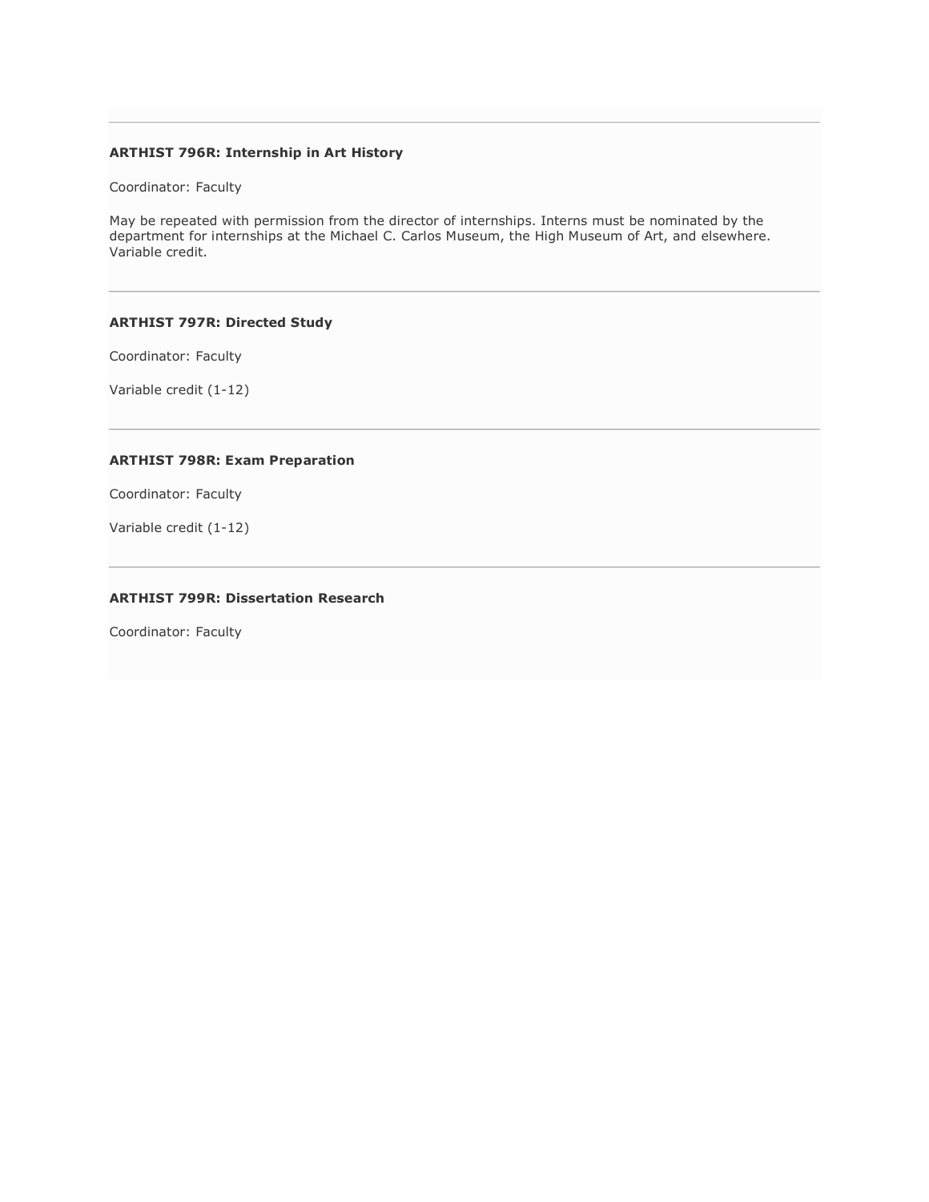---

**ARTHIST 796R: Internship in Art History**

Coordinator: Faculty

May be repeated with permission from the director of internships. Interns must be nominated by the department for internships at the Michael C. Carlos Museum, the High Museum of Art, and elsewhere. Variable credit.

---

**ARTHIST 797R: Directed Study**

Coordinator: Faculty

Variable credit (1-12)

---

**ARTHIST 798R: Exam Preparation**

Coordinator: Faculty

Variable credit (1-12)

---

**ARTHIST 799R: Dissertation Research**

Coordinator: Faculty